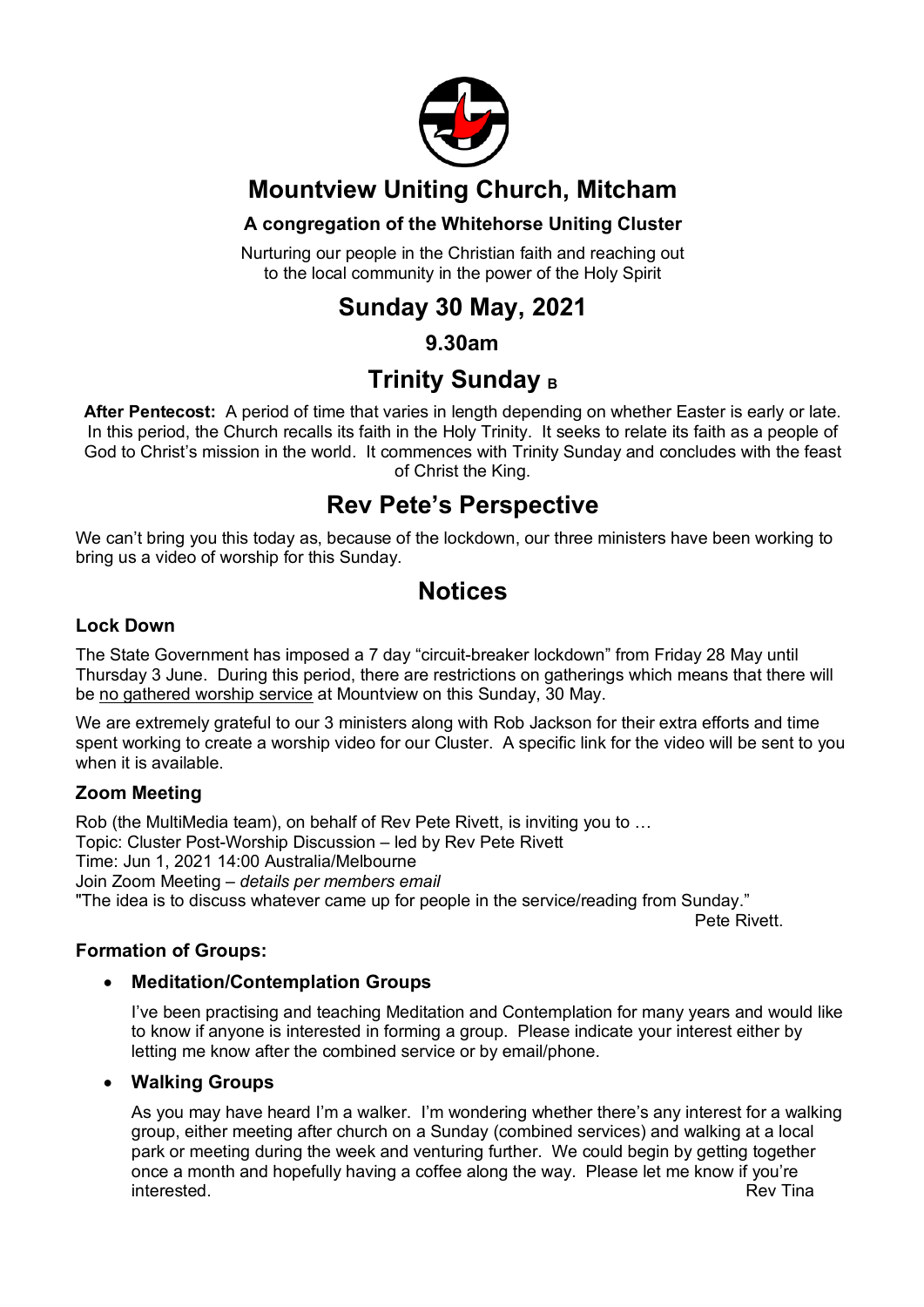# Mountview Uniting Church, Mitcham

### A congregation of the Whitehorse Uniting Cluster

Nurturing our people in the Christian faith and reaching out to the local community in the power of the Holy Spirit

## Sunday 30 May, 2021

### 9.30am

## Trinity Sunday B

**After Pentecost:** A period of time that varies in length depending on whether Easter is early or late. In this period, the Church recalls its faith in the Holy Trinity. It seeks to relate its faith as a people of God to Christ's mission in the world. It commences with Trinity Sunday and concludes with the feast of Christ the King.

## Rev Pete's Perspective

We can't bring you this today as, because of the lockdown, our three ministers have been working to bring us a video of worship for this Sunday.

## Notices

### Lock Down

The State Government has imposed a 7 day "circuit-breaker lockdown" from Friday 28 May until Thursday 3 June. During this period, there are restrictions on gatherings which means that there will be no gathered worship service at Mountview on this Sunday, 30 May.

We are extremely grateful to our 3 ministers along with Rob Jackson for their extra efforts and time spent working to create a worship video for our Cluster. A specific link for the video will be sent to you when it is available.

### Zoom Meeting

Rob (the MultiMedia team), on behalf of Rev Pete Rivett, is inviting you to …
Topic: Cluster Post-Worship Discussion – led by Rev Pete Rivett
Time: Jun 1, 2021 14:00 Australia/Melbourne
Join Zoom Meeting – *details per members email*
"The idea is to discuss whatever came up for people in the service/reading from Sunday."

Pete Rivett.

### Formation of Groups:

- **Meditation/Contemplation Groups**

  I've been practising and teaching Meditation and Contemplation for many years and would like to know if anyone is interested in forming a group. Please indicate your interest either by letting me know after the combined service or by email/phone.

- **Walking Groups**

  As you may have heard I'm a walker. I'm wondering whether there's any interest for a walking group, either meeting after church on a Sunday (combined services) and walking at a local park or meeting during the week and venturing further. We could begin by getting together once a month and hopefully having a coffee along the way. Please let me know if you're interested.

  Rev Tina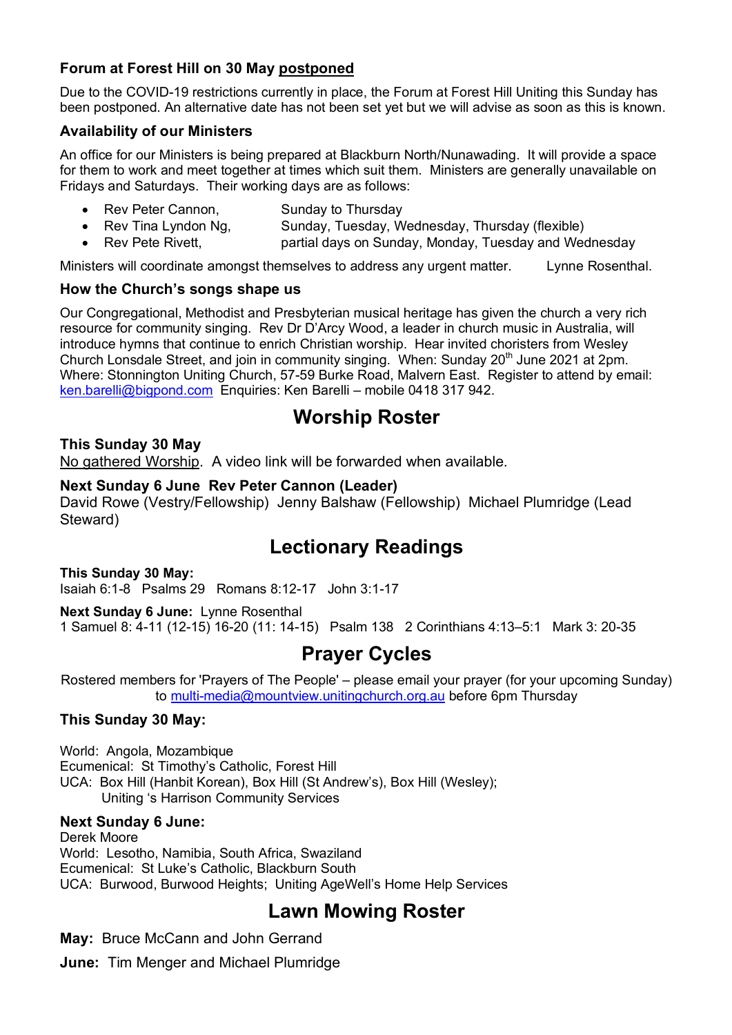### Forum at Forest Hill on 30 May postponed

Due to the COVID-19 restrictions currently in place, the Forum at Forest Hill Uniting this Sunday has been postponed. An alternative date has not been set yet but we will advise as soon as this is known.

### Availability of our Ministers

An office for our Ministers is being prepared at Blackburn North/Nunawading. It will provide a space for them to work and meet together at times which suit them. Ministers are generally unavailable on Fridays and Saturdays. Their working days are as follows:

- Rev Peter Cannon, Sunday to Thursday
- Rev Tina Lyndon Ng, Sunday, Tuesday, Wednesday, Thursday (flexible)
- Rev Pete Rivett, partial days on Sunday, Monday, Tuesday and Wednesday

Ministers will coordinate amongst themselves to address any urgent matter. Lynne Rosenthal.

### How the Church's songs shape us

Our Congregational, Methodist and Presbyterian musical heritage has given the church a very rich resource for community singing. Rev Dr D'Arcy Wood, a leader in church music in Australia, will introduce hymns that continue to enrich Christian worship. Hear invited choristers from Wesley Church Lonsdale Street, and join in community singing. When: Sunday 20th June 2021 at 2pm. Where: Stonnington Uniting Church, 57-59 Burke Road, Malvern East. Register to attend by email: ken.barelli@bigpond.com Enquiries: Ken Barelli – mobile 0418 317 942.

## Worship Roster

**This Sunday 30 May**
No gathered Worship. A video link will be forwarded when available.

**Next Sunday 6 June Rev Peter Cannon (Leader)**
David Rowe (Vestry/Fellowship) Jenny Balshaw (Fellowship) Michael Plumridge (Lead Steward)

## Lectionary Readings

**This Sunday 30 May:**
Isaiah 6:1-8 Psalms 29 Romans 8:12-17 John 3:1-17

**Next Sunday 6 June:** Lynne Rosenthal
1 Samuel 8: 4-11 (12-15) 16-20 (11: 14-15) Psalm 138 2 Corinthians 4:13–5:1 Mark 3: 20-35

## Prayer Cycles

Rostered members for 'Prayers of The People' – please email your prayer (for your upcoming Sunday) to multi-media@mountview.unitingchurch.org.au before 6pm Thursday

### This Sunday 30 May:

World: Angola, Mozambique
Ecumenical: St Timothy's Catholic, Forest Hill
UCA: Box Hill (Hanbit Korean), Box Hill (St Andrew's), Box Hill (Wesley);
Uniting 's Harrison Community Services

### Next Sunday 6 June:

Derek Moore
World: Lesotho, Namibia, South Africa, Swaziland
Ecumenical: St Luke's Catholic, Blackburn South
UCA: Burwood, Burwood Heights; Uniting AgeWell's Home Help Services

## Lawn Mowing Roster

**May:** Bruce McCann and John Gerrand

**June:** Tim Menger and Michael Plumridge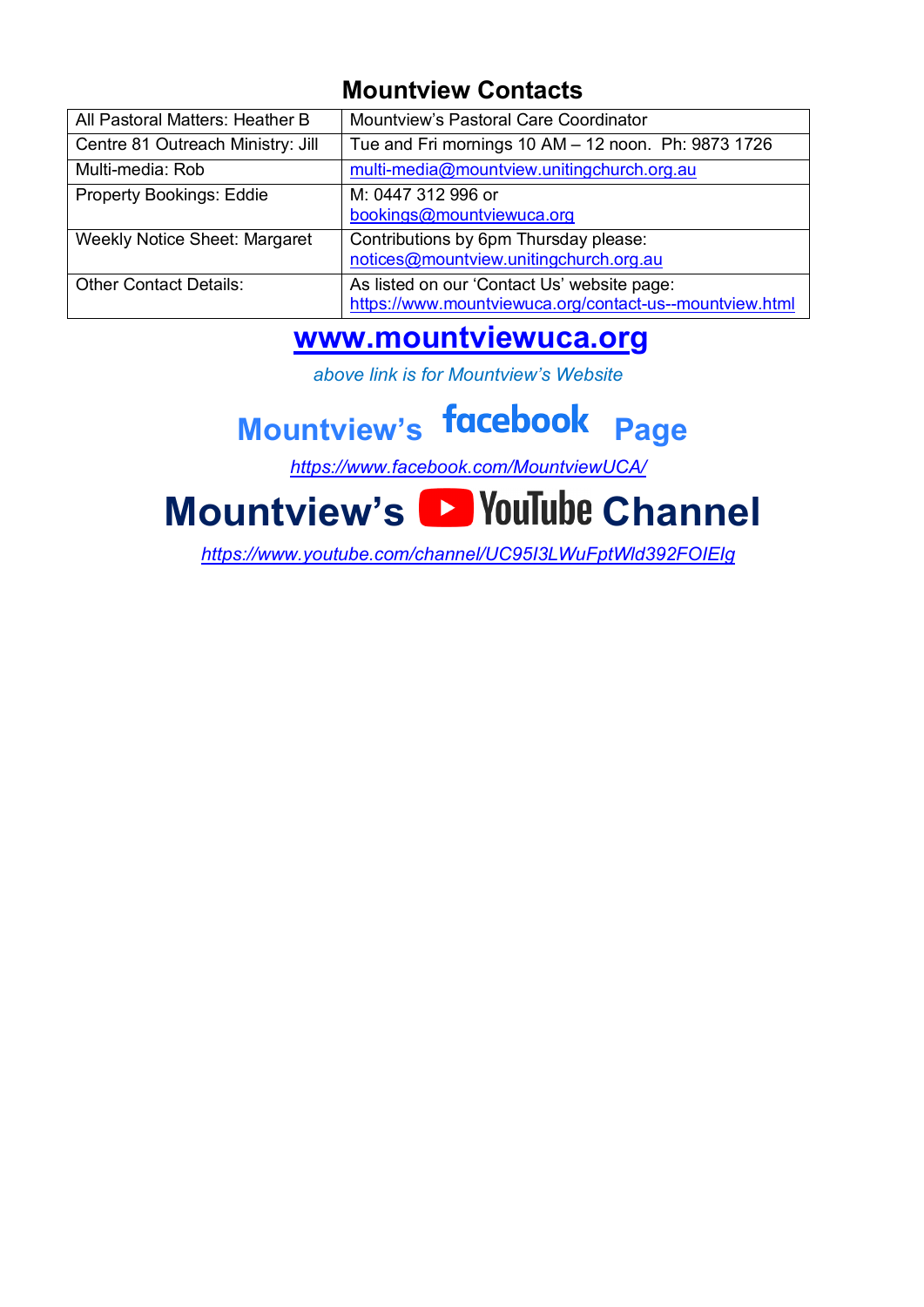## Mountview Contacts

| | |
|---|---|
| All Pastoral Matters: Heather B | Mountview's Pastoral Care Coordinator |
| Centre 81 Outreach Ministry: Jill | Tue and Fri mornings 10 AM – 12 noon. Ph: 9873 1726 |
| Multi-media: Rob | multi-media@mountview.unitingchurch.org.au |
| Property Bookings: Eddie | M: 0447 312 996 or bookings@mountviewuca.org |
| Weekly Notice Sheet: Margaret | Contributions by 6pm Thursday please: notices@mountview.unitingchurch.org.au |
| Other Contact Details: | As listed on our 'Contact Us' website page: https://www.mountviewuca.org/contact-us--mountview.html |

**www.mountviewuca.org**

*above link is for Mountview's Website*

**Mountview's facebook Page**

*https://www.facebook.com/MountviewUCA/*

**Mountview's YouTube Channel**

*https://www.youtube.com/channel/UC95I3LWuFptWld392FOIEIg*